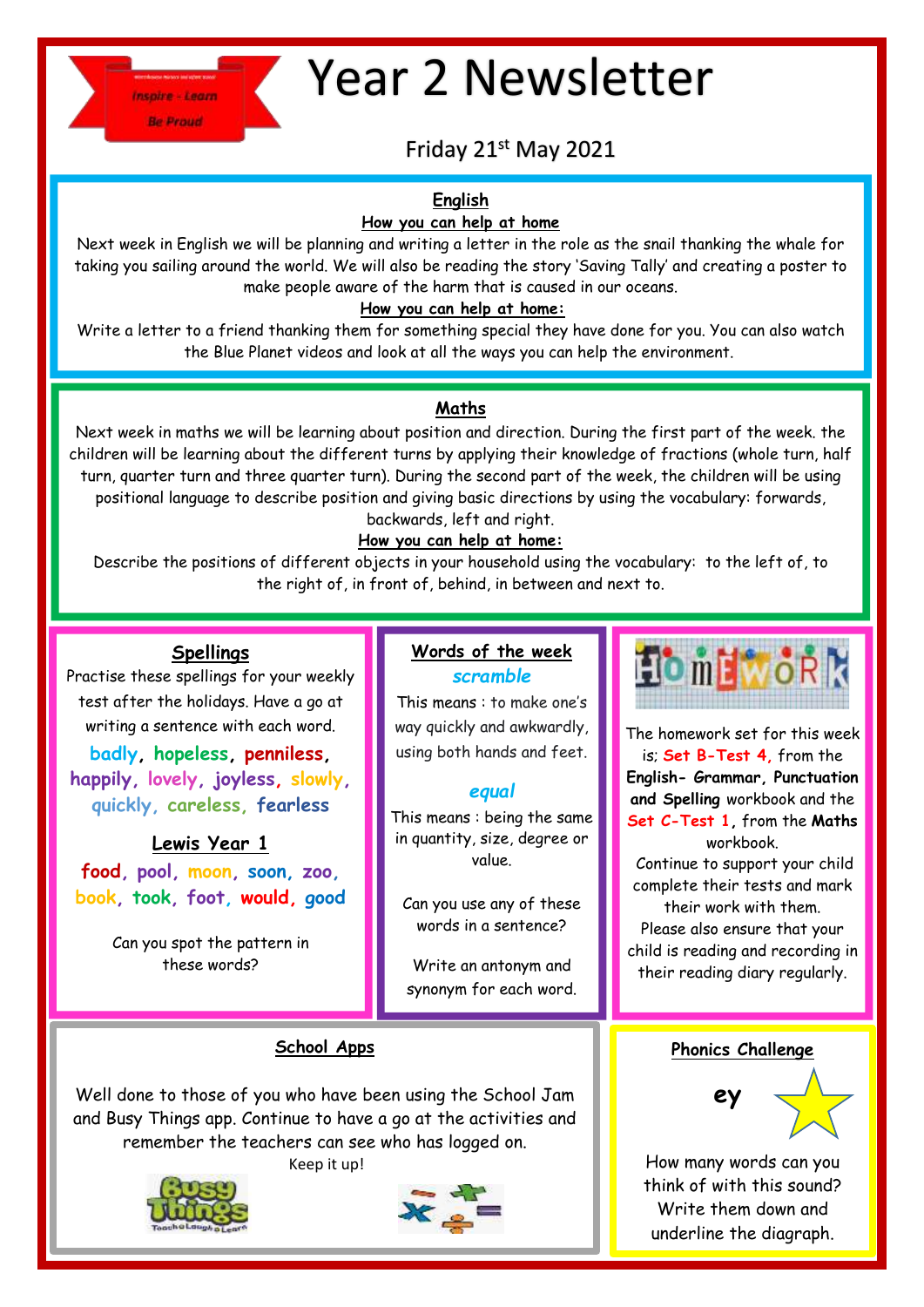Inspire - Learn

Be Proud

# Year 2 Newsletter

Friday 21st May 2021

## English

**How you can help at home**

Next week in English we will be planning and writing a letter in the role as the snail thanking the whale for taking you sailing around the world. We will also be reading the story 'Saving Tally' and creating a poster to make people aware of the harm that is caused in our oceans.

**How you can help at home:**

Write a letter to a friend thanking them for something special they have done for you. You can also watch the Blue Planet videos and look at all the ways you can help the environment.

## Maths

Next week in maths we will be learning about position and direction. During the first part of the week. the children will be learning about the different turns by applying their knowledge of fractions (whole turn, half turn, quarter turn and three quarter turn). During the second part of the week, the children will be using positional language to describe position and giving basic directions by using the vocabulary: forwards, backwards, left and right.

**How you can help at home:**

Describe the positions of different objects in your household using the vocabulary: to the left of, to the right of, in front of, behind, in between and next to.

## Spellings

Practise these spellings for your weekly test after the holidays. Have a go at writing a sentence with each word.

**badly, hopeless, penniless, happily, lovely, joyless, slowly, quickly, careless, fearless**

**Lewis Year 1**

**food, pool, moon, soon, zoo, book, took, foot, would, good**

Can you spot the pattern in these words?

## Words of the week

***scramble***

This means : to make one's way quickly and awkwardly, using both hands and feet.

***equal***

This means : being the same in quantity, size, degree or value.

Can you use any of these words in a sentence?

Write an antonym and synonym for each word.

## Homework

The homework set for this week is; **Set B-Test 4,** from the **English- Grammar, Punctuation and Spelling** workbook and the **Set C-Test 1**, from the **Maths** workbook.

Continue to support your child complete their tests and mark their work with them.

Please also ensure that your child is reading and recording in their reading diary regularly.

## School Apps

Well done to those of you who have been using the School Jam and Busy Things app. Continue to have a go at the activities and remember the teachers can see who has logged on.

Keep it up!

Busy Things – Teach Laugh Learn

## Phonics Challenge

**ey**

How many words can you think of with this sound? Write them down and underline the diagraph.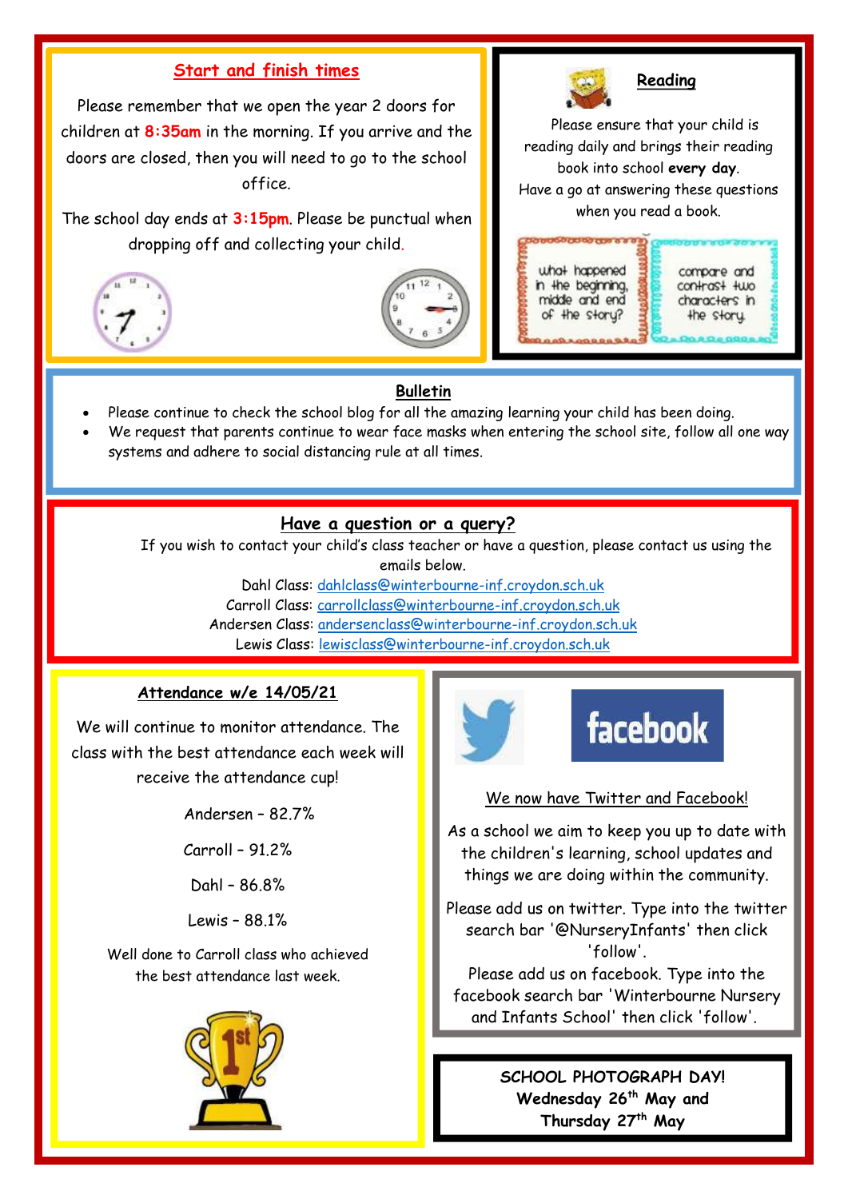## Start and finish times

Please remember that we open the year 2 doors for children at **8:35am** in the morning. If you arrive and the doors are closed, then you will need to go to the school office.

The school day ends at **3:15pm**. Please be punctual when dropping off and collecting your child.

## Reading

Please ensure that your child is reading daily and brings their reading book into school **every day**.

Have a go at answering these questions when you read a book.

what happened in the beginning, middle and end of the story?

compare and contrast two characters in the story

## Bulletin

- Please continue to check the school blog for all the amazing learning your child has been doing.
- We request that parents continue to wear face masks when entering the school site, follow all one way systems and adhere to social distancing rule at all times.

## Have a question or a query?

If you wish to contact your child's class teacher or have a question, please contact us using the emails below.

Dahl Class: dahlclass@winterbourne-inf.croydon.sch.uk
Carroll Class: carrollclass@winterbourne-inf.croydon.sch.uk
Andersen Class: andersenclass@winterbourne-inf.croydon.sch.uk
Lewis Class: lewisclass@winterbourne-inf.croydon.sch.uk

## Attendance w/e 14/05/21

We will continue to monitor attendance. The class with the best attendance each week will receive the attendance cup!

Andersen – 82.7%

Carroll – 91.2%

Dahl – 86.8%

Lewis – 88.1%

Well done to Carroll class who achieved the best attendance last week.

facebook

We now have Twitter and Facebook!

As a school we aim to keep you up to date with the children's learning, school updates and things we are doing within the community.

Please add us on twitter. Type into the twitter search bar '@NurseryInfants' then click 'follow'.
Please add us on facebook. Type into the facebook search bar 'Winterbourne Nursery and Infants School' then click 'follow'.

**SCHOOL PHOTOGRAPH DAY!**
**Wednesday 26th May and Thursday 27th May**